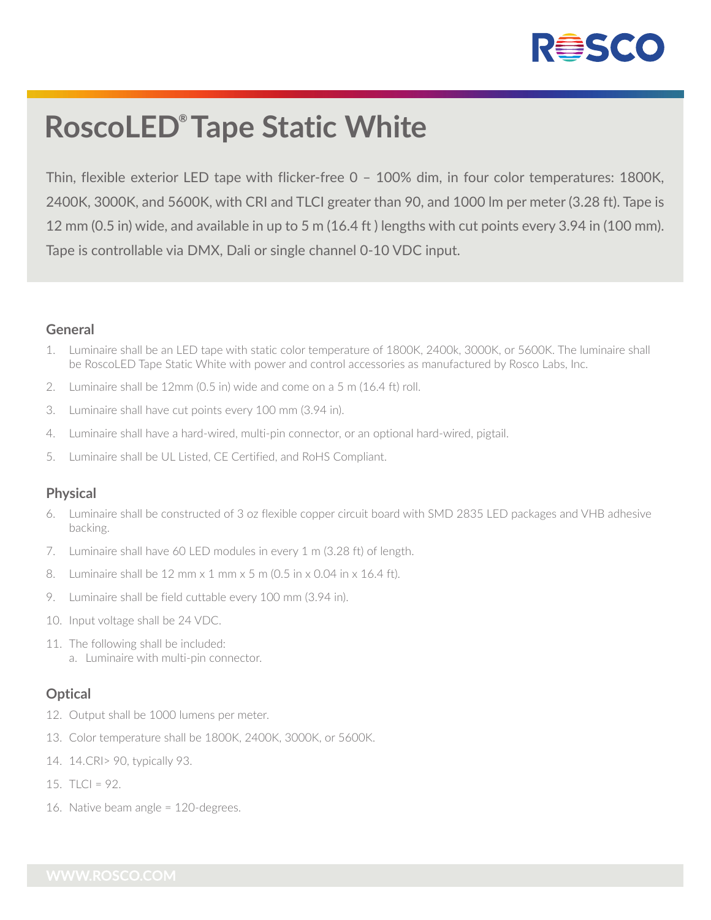# RoscoLED® Tape Static White

Thin, flexible exterior LED tape with flicker-free 0 – 100% dim, in four color temperatures: 1800K, 2400K, 3000K, and 5600K, with CRI and TLCI greater than 90, and 1000 lm per meter (3.28 ft). Tape is 12 mm (0.5 in) wide, and available in up to 5 m (16.4 ft ) lengths with cut points every 3.94 in (100 mm). Tape is controllable via DMX, Dali or single channel 0-10 VDC input.

## General

1. Luminaire shall be an LED tape with static color temperature of 1800K, 2400k, 3000K, or 5600K. The luminaire shall be RoscoLED Tape Static White with power and control accessories as manufactured by Rosco Labs, Inc.
2. Luminaire shall be 12mm (0.5 in) wide and come on a 5 m (16.4 ft) roll.
3. Luminaire shall have cut points every 100 mm (3.94 in).
4. Luminaire shall have a hard-wired, multi-pin connector, or an optional hard-wired, pigtail.
5. Luminaire shall be UL Listed, CE Certified, and RoHS Compliant.

## Physical

6. Luminaire shall be constructed of 3 oz flexible copper circuit board with SMD 2835 LED packages and VHB adhesive backing.
7. Luminaire shall have 60 LED modules in every 1 m (3.28 ft) of length.
8. Luminaire shall be 12 mm x 1 mm x 5 m (0.5 in x 0.04 in x 16.4 ft).
9. Luminaire shall be field cuttable every 100 mm (3.94 in).
10. Input voltage shall be 24 VDC.
11. The following shall be included:
    a. Luminaire with multi-pin connector.

## Optical

12. Output shall be 1000 lumens per meter.
13. Color temperature shall be 1800K, 2400K, 3000K, or 5600K.
14. 14.CRI> 90, typically 93.
15. TLCI = 92.
16. Native beam angle = 120-degrees.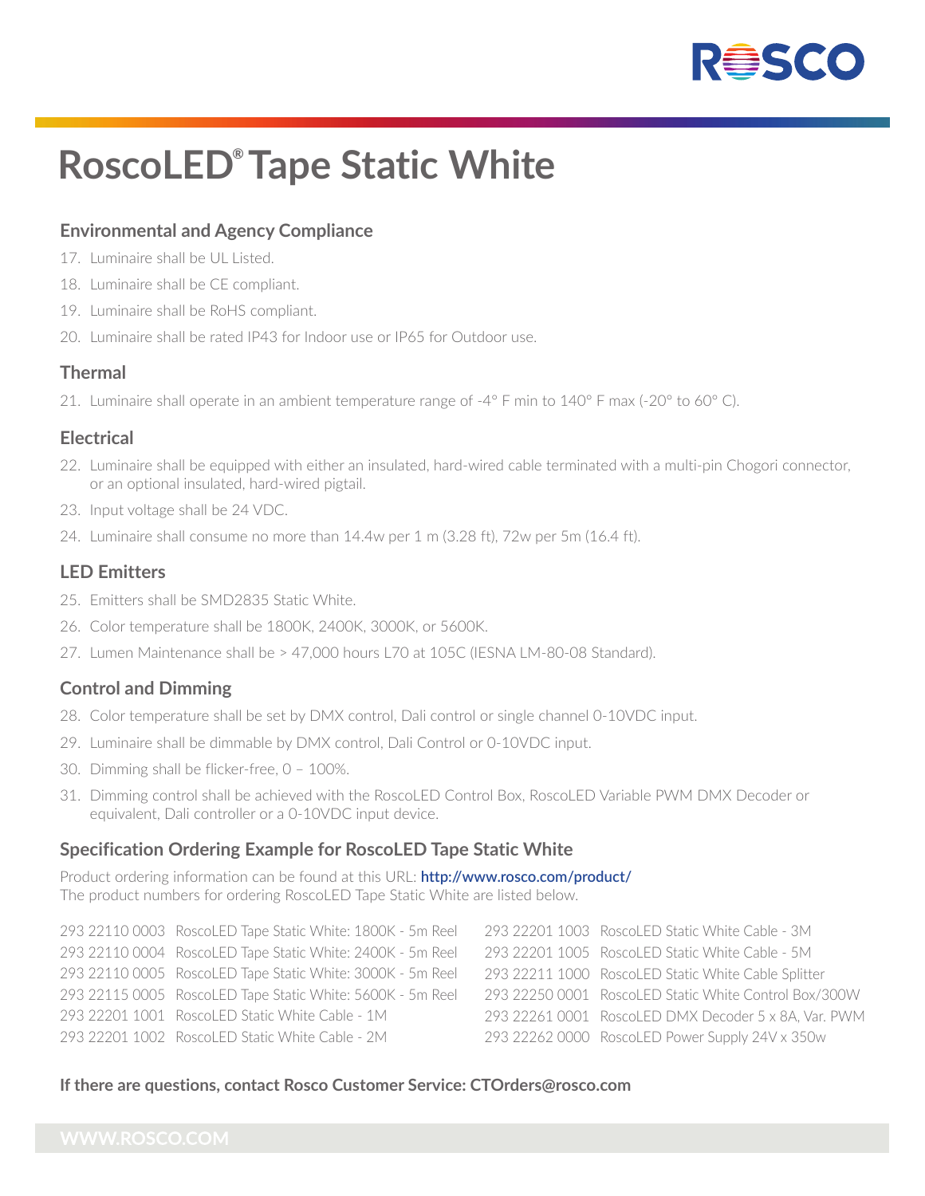# RoscoLED® Tape Static White

### Environmental and Agency Compliance

17. Luminaire shall be UL Listed.
18. Luminaire shall be CE compliant.
19. Luminaire shall be RoHS compliant.
20. Luminaire shall be rated IP43 for Indoor use or IP65 for Outdoor use.

### Thermal

21. Luminaire shall operate in an ambient temperature range of -4° F min to 140° F max (-20° to 60° C).

### Electrical

22. Luminaire shall be equipped with either an insulated, hard-wired cable terminated with a multi-pin Chogori connector, or an optional insulated, hard-wired pigtail.
23. Input voltage shall be 24 VDC.
24. Luminaire shall consume no more than 14.4w per 1 m (3.28 ft), 72w per 5m (16.4 ft).

### LED Emitters

25. Emitters shall be SMD2835 Static White.
26. Color temperature shall be 1800K, 2400K, 3000K, or 5600K.
27. Lumen Maintenance shall be > 47,000 hours L70 at 105C (IESNA LM-80-08 Standard).

### Control and Dimming

28. Color temperature shall be set by DMX control, Dali control or single channel 0-10VDC input.
29. Luminaire shall be dimmable by DMX control, Dali Control or 0-10VDC input.
30. Dimming shall be flicker-free, 0 – 100%.
31. Dimming control shall be achieved with the RoscoLED Control Box, RoscoLED Variable PWM DMX Decoder or equivalent, Dali controller or a 0-10VDC input device.

### Specification Ordering Example for RoscoLED Tape Static White

Product ordering information can be found at this URL: **http://www.rosco.com/product/**
The product numbers for ordering RoscoLED Tape Static White are listed below.

293 22110 0003 RoscoLED Tape Static White: 1800K - 5m Reel
293 22110 0004 RoscoLED Tape Static White: 2400K - 5m Reel
293 22110 0005 RoscoLED Tape Static White: 3000K - 5m Reel
293 22115 0005 RoscoLED Tape Static White: 5600K - 5m Reel
293 22201 1001 RoscoLED Static White Cable - 1M
293 22201 1002 RoscoLED Static White Cable - 2M
293 22201 1003 RoscoLED Static White Cable - 3M
293 22201 1005 RoscoLED Static White Cable - 5M
293 22211 1000 RoscoLED Static White Cable Splitter
293 22250 0001 RoscoLED Static White Control Box/300W
293 22261 0001 RoscoLED DMX Decoder 5 x 8A, Var. PWM
293 22262 0000 RoscoLED Power Supply 24V x 350w

**If there are questions, contact Rosco Customer Service: CTOrders@rosco.com**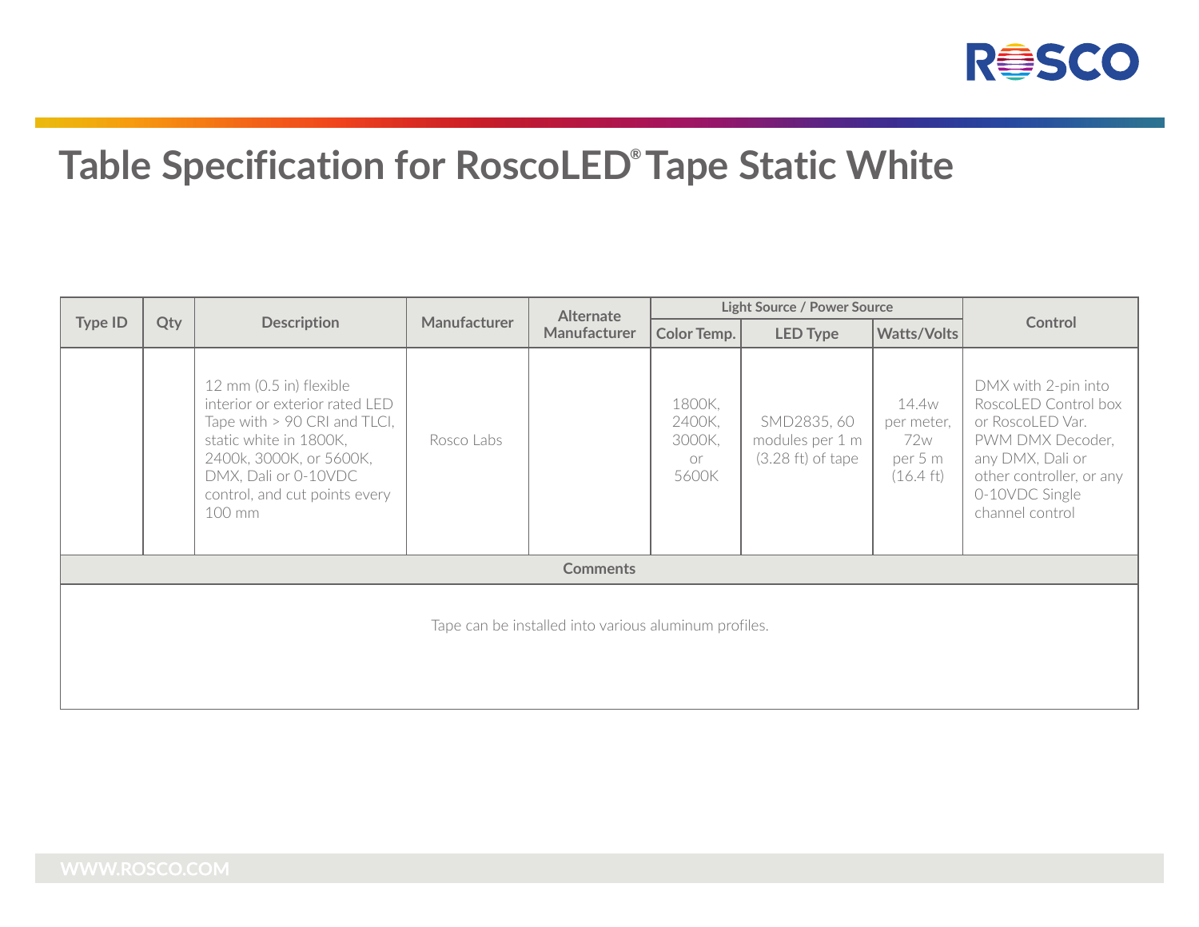# Table Specification for RoscoLED® Tape Static White

| Type ID | Qty | Description | Manufacturer | Alternate Manufacturer | Light Source / Power Source | | | Control |
|---|---|---|---|---|---|---|---|---|
| | | | | | Color Temp. | LED Type | Watts/Volts | |
| | | 12 mm (0.5 in) flexible interior or exterior rated LED Tape with > 90 CRI and TLCI, static white in 1800K, 2400k, 3000K, or 5600K, DMX, Dali or 0-10VDC control, and cut points every 100 mm | Rosco Labs | | 1800K, 2400K, 3000K, or 5600K | SMD2835, 60 modules per 1 m (3.28 ft) of tape | 14.4w per meter, 72w per 5 m (16.4 ft) | DMX with 2-pin into RoscoLED Control box or RoscoLED Var. PWM DMX Decoder, any DMX, Dali or other controller, or any 0-10VDC Single channel control |

**Comments**

Tape can be installed into various aluminum profiles.